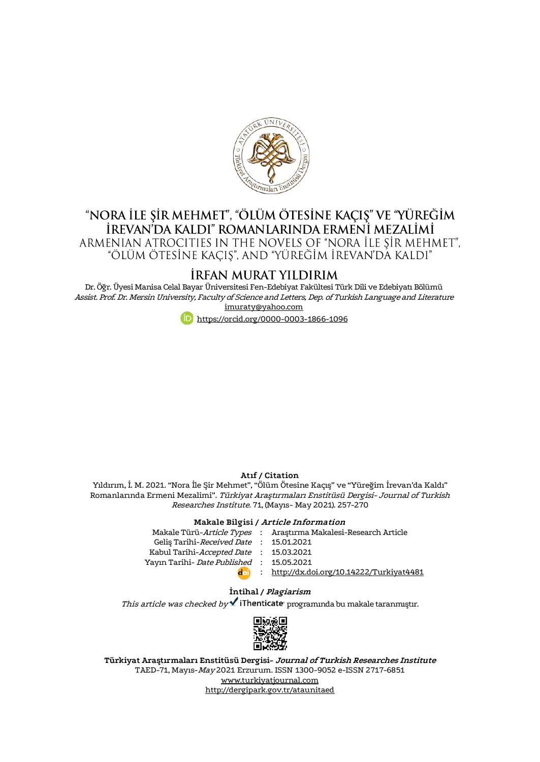# "NORA İLE ŞİR MEHMET", "ÖLÜM ÖTESİNE KAÇIŞ" VE "YÜREĞİM İREVAN'DA KALDI" ROMANLARINDA ERMENİ MEZALİMİ

## ARMENIAN ATROCITIES IN THE NOVELS OF "NORA İLE ŞİR MEHMET", "ÖLÜM ÖTESİNE KAÇIŞ", AND "YÜREĞİM İREVAN'DA KALDI"

### İRFAN MURAT YILDIRIM

Dr. Öğr. Üyesi Manisa Celal Bayar Üniversitesi Fen-Edebiyat Fakültesi Türk Dili ve Edebiyatı Bölümü
*Assist. Prof. Dr. Mersin University, Faculty of Science and Letters, Dep. of Turkish Language and Literature*
imuraty@yahoo.com
https://orcid.org/0000-0003-1866-1096

**Atıf / Citation**

Yıldırım, İ. M. 2021. "Nora İle Şir Mehmet", "Ölüm Ötesine Kaçış" ve "Yüreğim İrevan'da Kaldı" Romanlarında Ermeni Mezalimi". *Türkiyat Araştırmaları Enstitüsü Dergisi- Journal of Turkish Researches Institute*. 71, (Mayıs- May 2021). 257-270

**Makale Bilgisi / *Article Information***

| | | |
|---|---|---|
| Makale Türü-*Article Types* | : | Araştırma Makalesi-Research Article |
| Geliş Tarihi-*Received Date* | : | 15.01.2021 |
| Kabul Tarihi-*Accepted Date* | : | 15.03.2021 |
| Yayın Tarihi- *Date Published* | : | 15.05.2021 |
| doi | : | http://dx.doi.org/10.14222/Turkiyat4481 |

**İntihal / *Plagiarism***

*This article was checked by* iThenticate programında bu makale taranmıştır.

**Türkiyat Araştırmaları Enstitüsü Dergisi- *Journal of Turkish Researches Institute***
TAED-71, Mayıs-*May* 2021 Erzurum. ISSN 1300-9052 e-ISSN 2717-6851
www.turkiyatjournal.com
http://dergipark.gov.tr/ataunitaed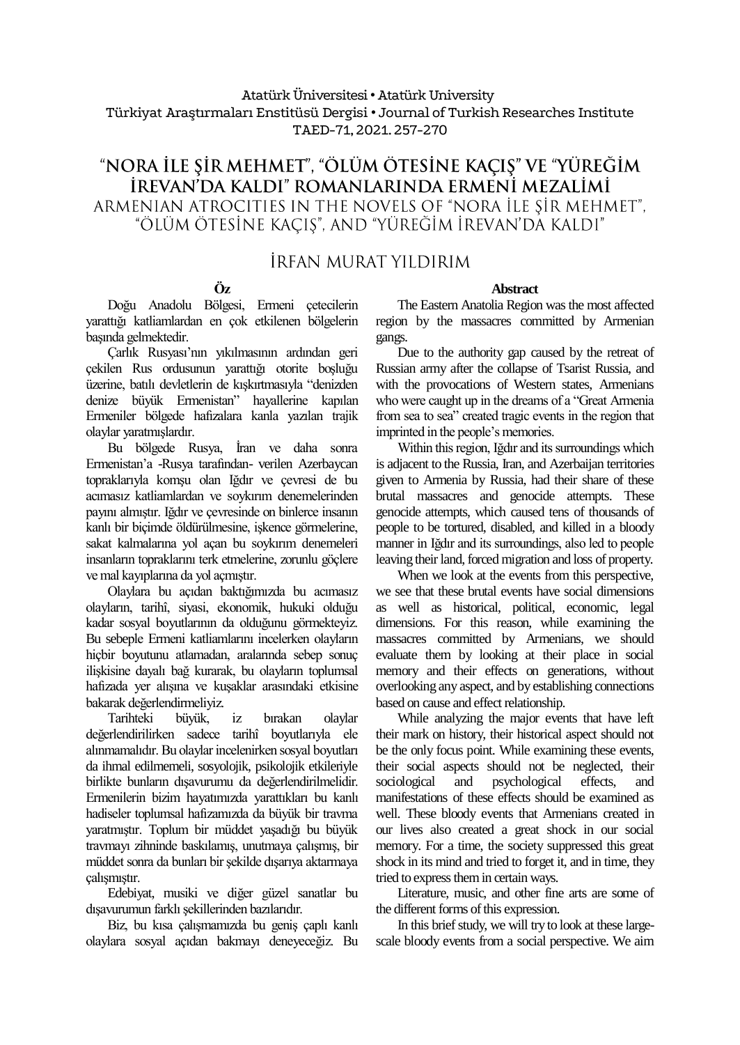Atatürk Üniversitesi • Atatürk University
Türkiyat Araştırmaları Enstitüsü Dergisi • Journal of Turkish Researches Institute
TAED-71, 2021. 257-270

# "NORA İLE ŞİR MEHMET", "ÖLÜM ÖTESİNE KAÇIŞ" VE "YÜREĞİM İREVAN'DA KALDI" ROMANLARINDA ERMENİ MEZALİMİ

## ARMENIAN ATROCITIES IN THE NOVELS OF "NORA İLE ŞİR MEHMET", "ÖLÜM ÖTESİNE KAÇIŞ", AND "YÜREĞİM İREVAN'DA KALDI"

İRFAN MURAT YILDIRIM

### Öz

Doğu Anadolu Bölgesi, Ermeni çetecilerin yarattığı katliamlardan en çok etkilenen bölgelerin başında gelmektedir.

Çarlık Rusyası'nın yıkılmasının ardından geri çekilen Rus ordusunun yarattığı otorite boşluğu üzerine, batılı devletlerin de kışkırtmasıyla "denizden denize büyük Ermenistan" hayallerine kapılan Ermeniler bölgede hafızalara kanla yazılan trajik olaylar yaratmışlardır.

Bu bölgede Rusya, İran ve daha sonra Ermenistan'a -Rusya tarafından- verilen Azerbaycan topraklarıyla komşu olan Iğdır ve çevresi de bu acımasız katliamlardan ve soykırım denemelerinden payını almıştır. Iğdır ve çevresinde on binlerce insanın kanlı bir biçimde öldürülmesine, işkence görmelerine, sakat kalmalarına yol açan bu soykırım denemeleri insanların topraklarını terk etmelerine, zorunlu göçlere ve mal kayıplarına da yol açmıştır.

Olaylara bu açıdan baktığımızda bu acımasız olayların, tarihî, siyasi, ekonomik, hukuki olduğu kadar sosyal boyutlarının da olduğunu görmekteyiz. Bu sebeple Ermeni katliamlarını incelerken olayların hiçbir boyutunu atlamadan, aralarında sebep sonuç ilişkisine dayalı bağ kurarak, bu olayların toplumsal hafızada yer alışına ve kuşaklar arasındaki etkisine bakarak değerlendirmeliyiz.

Tarihteki büyük, iz bırakan olaylar değerlendirilirken sadece tarihî boyutlarıyla ele alınmamalıdır. Bu olaylar incelenirken sosyal boyutları da ihmal edilmemeli, sosyolojik, psikolojik etkileriyle birlikte bunların dışavurumu da değerlendirilmelidir. Ermenilerin bizim hayatımızda yarattıkları bu kanlı hadiseler toplumsal hafızamızda da büyük bir travma yaratmıştır. Toplum bir müddet yaşadığı bu büyük travmayı zihninde baskılamış, unutmaya çalışmış, bir müddet sonra da bunları bir şekilde dışarıya aktarmaya çalışmıştır.

Edebiyat, musiki ve diğer güzel sanatlar bu dışavurumun farklı şekillerinden bazılarıdır.

Biz, bu kısa çalışmamızda bu geniş çaplı kanlı olaylara sosyal açıdan bakmayı deneyeceğiz. Bu

### Abstract

The Eastern Anatolia Region was the most affected region by the massacres committed by Armenian gangs.

Due to the authority gap caused by the retreat of Russian army after the collapse of Tsarist Russia, and with the provocations of Western states, Armenians who were caught up in the dreams of a "Great Armenia from sea to sea" created tragic events in the region that imprinted in the people's memories.

Within this region, Iğdır and its surroundings which is adjacent to the Russia, Iran, and Azerbaijan territories given to Armenia by Russia, had their share of these brutal massacres and genocide attempts. These genocide attempts, which caused tens of thousands of people to be tortured, disabled, and killed in a bloody manner in Iğdır and its surroundings, also led to people leaving their land, forced migration and loss of property.

When we look at the events from this perspective, we see that these brutal events have social dimensions as well as historical, political, economic, legal dimensions. For this reason, while examining the massacres committed by Armenians, we should evaluate them by looking at their place in social memory and their effects on generations, without overlooking any aspect, and by establishing connections based on cause and effect relationship.

While analyzing the major events that have left their mark on history, their historical aspect should not be the only focus point. While examining these events, their social aspects should not be neglected, their sociological and psychological effects, and manifestations of these effects should be examined as well. These bloody events that Armenians created in our lives also created a great shock in our social memory. For a time, the society suppressed this great shock in its mind and tried to forget it, and in time, they tried to express them in certain ways.

Literature, music, and other fine arts are some of the different forms of this expression.

In this brief study, we will try to look at these large-scale bloody events from a social perspective. We aim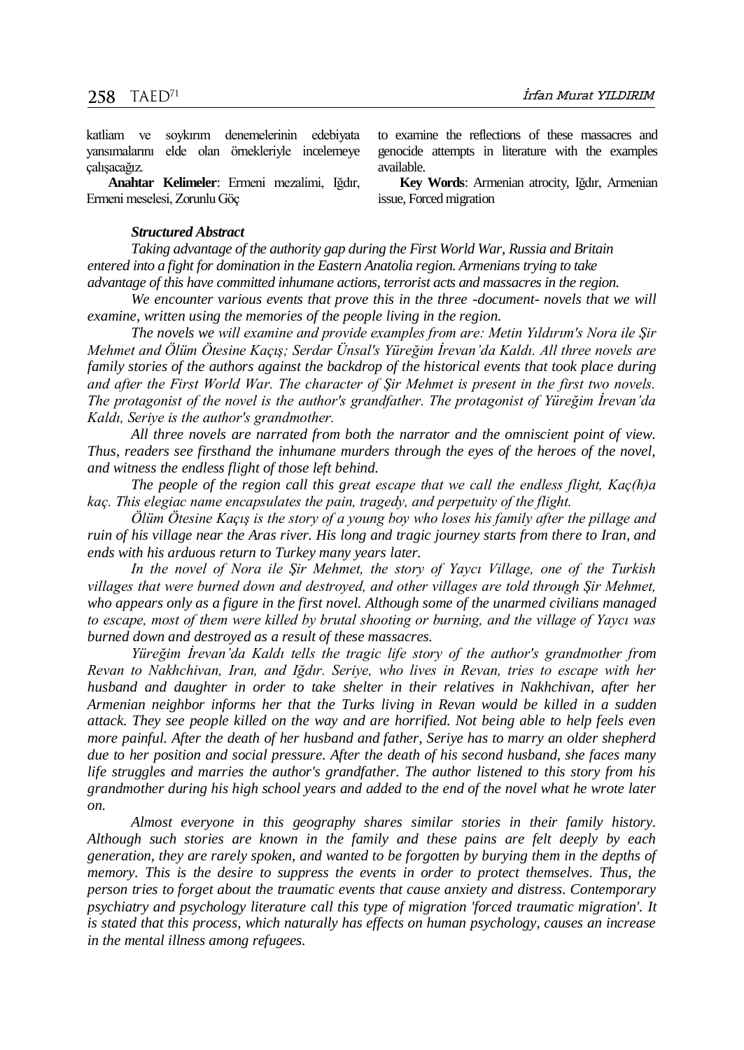katliam ve soykırım denemelerinin edebiyata yansımalarını elde olan örnekleriyle incelemeye çalışacağız.

**Anahtar Kelimeler**: Ermeni mezalimi, Iğdır, Ermeni meselesi, Zorunlu Göç

to examine the reflections of these massacres and genocide attempts in literature with the examples available.

**Key Words**: Armenian atrocity, Iğdır, Armenian issue, Forced migration

***Structured Abstract***

*Taking advantage of the authority gap during the First World War, Russia and Britain entered into a fight for domination in the Eastern Anatolia region. Armenians trying to take advantage of this have committed inhumane actions, terrorist acts and massacres in the region.*

*We encounter various events that prove this in the three -document- novels that we will examine, written using the memories of the people living in the region.*

*The novels we will examine and provide examples from are: Metin Yıldırım's Nora ile Şir Mehmet and Ölüm Ötesine Kaçış; Serdar Ünsal's Yüreğim İrevan'da Kaldı. All three novels are family stories of the authors against the backdrop of the historical events that took place during and after the First World War. The character of Şir Mehmet is present in the first two novels. The protagonist of the novel is the author's grandfather. The protagonist of Yüreğim İrevan'da Kaldı, Seriye is the author's grandmother.*

*All three novels are narrated from both the narrator and the omniscient point of view. Thus, readers see firsthand the inhumane murders through the eyes of the heroes of the novel, and witness the endless flight of those left behind.*

*The people of the region call this great escape that we call the endless flight, Kaç(h)a kaç. This elegiac name encapsulates the pain, tragedy, and perpetuity of the flight.*

*Ölüm Ötesine Kaçış is the story of a young boy who loses his family after the pillage and ruin of his village near the Aras river. His long and tragic journey starts from there to Iran, and ends with his arduous return to Turkey many years later.*

*In the novel of Nora ile Şir Mehmet, the story of Yaycı Village, one of the Turkish villages that were burned down and destroyed, and other villages are told through Şir Mehmet, who appears only as a figure in the first novel. Although some of the unarmed civilians managed to escape, most of them were killed by brutal shooting or burning, and the village of Yaycı was burned down and destroyed as a result of these massacres.*

*Yüreğim İrevan'da Kaldı tells the tragic life story of the author's grandmother from Revan to Nakhchivan, Iran, and Iğdır. Seriye, who lives in Revan, tries to escape with her husband and daughter in order to take shelter in their relatives in Nakhchivan, after her Armenian neighbor informs her that the Turks living in Revan would be killed in a sudden attack. They see people killed on the way and are horrified. Not being able to help feels even more painful. After the death of her husband and father, Seriye has to marry an older shepherd due to her position and social pressure. After the death of his second husband, she faces many life struggles and marries the author's grandfather. The author listened to this story from his grandmother during his high school years and added to the end of the novel what he wrote later on.*

*Almost everyone in this geography shares similar stories in their family history. Although such stories are known in the family and these pains are felt deeply by each generation, they are rarely spoken, and wanted to be forgotten by burying them in the depths of memory. This is the desire to suppress the events in order to protect themselves. Thus, the person tries to forget about the traumatic events that cause anxiety and distress. Contemporary psychiatry and psychology literature call this type of migration 'forced traumatic migration'. It is stated that this process, which naturally has effects on human psychology, causes an increase in the mental illness among refugees.*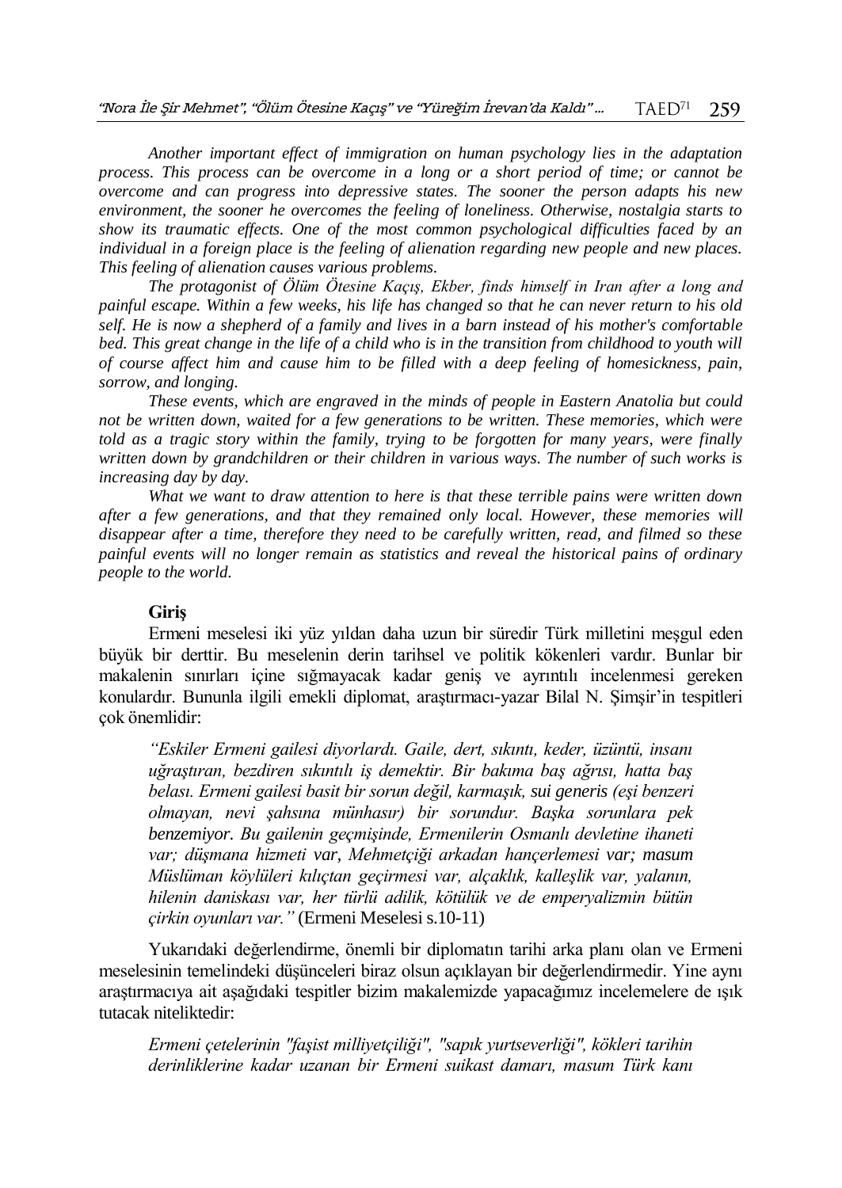*Another important effect of immigration on human psychology lies in the adaptation process. This process can be overcome in a long or a short period of time; or cannot be overcome and can progress into depressive states. The sooner the person adapts his new environment, the sooner he overcomes the feeling of loneliness. Otherwise, nostalgia starts to show its traumatic effects. One of the most common psychological difficulties faced by an individual in a foreign place is the feeling of alienation regarding new people and new places. This feeling of alienation causes various problems.*

*The protagonist of Ölüm Ötesine Kaçış, Ekber, finds himself in Iran after a long and painful escape. Within a few weeks, his life has changed so that he can never return to his old self. He is now a shepherd of a family and lives in a barn instead of his mother's comfortable bed. This great change in the life of a child who is in the transition from childhood to youth will of course affect him and cause him to be filled with a deep feeling of homesickness, pain, sorrow, and longing.*

*These events, which are engraved in the minds of people in Eastern Anatolia but could not be written down, waited for a few generations to be written. These memories, which were told as a tragic story within the family, trying to be forgotten for many years, were finally written down by grandchildren or their children in various ways. The number of such works is increasing day by day.*

*What we want to draw attention to here is that these terrible pains were written down after a few generations, and that they remained only local. However, these memories will disappear after a time, therefore they need to be carefully written, read, and filmed so these painful events will no longer remain as statistics and reveal the historical pains of ordinary people to the world.*

## Giriş

Ermeni meselesi iki yüz yıldan daha uzun bir süredir Türk milletini meşgul eden büyük bir derttir. Bu meselenin derin tarihsel ve politik kökenleri vardır. Bunlar bir makalenin sınırları içine sığmayacak kadar geniş ve ayrıntılı incelenmesi gereken konulardır. Bununla ilgili emekli diplomat, araştırmacı-yazar Bilal N. Şimşir'in tespitleri çok önemlidir:

> *"Eskiler Ermeni gailesi diyorlardı. Gaile, dert, sıkıntı, keder, üzüntü, insanı uğraştıran, bezdiren sıkıntılı iş demektir. Bir bakıma baş ağrısı, hatta baş belası. Ermeni gailesi basit bir sorun değil, karmaşık, sui generis (eşi benzeri olmayan, nevi şahsına münhasır) bir sorundur. Başka sorunlara pek benzemiyor. Bu gailenin geçmişinde, Ermenilerin Osmanlı devletine ihaneti var; düşmana hizmeti var, Mehmetçiği arkadan hançerlemesi var; masum Müslüman köylüleri kılıçtan geçirmesi var, alçaklık, kalleşlik var, yalanın, hilenin daniskası var, her türlü adilik, kötülük ve de emperyalizmin bütün çirkin oyunları var."* (Ermeni Meselesi s.10-11)

Yukarıdaki değerlendirme, önemli bir diplomatın tarihi arka planı olan ve Ermeni meselesinin temelindeki düşünceleri biraz olsun açıklayan bir değerlendirmedir. Yine aynı araştırmacıya ait aşağıdaki tespitler bizim makalemizde yapacağımız incelemelere de ışık tutacak niteliktedir:

> *Ermeni çetelerinin "faşist milliyetçiliği", "sapık yurtseverliği", kökleri tarihin derinliklerine kadar uzanan bir Ermeni suikast damarı, masum Türk kanı*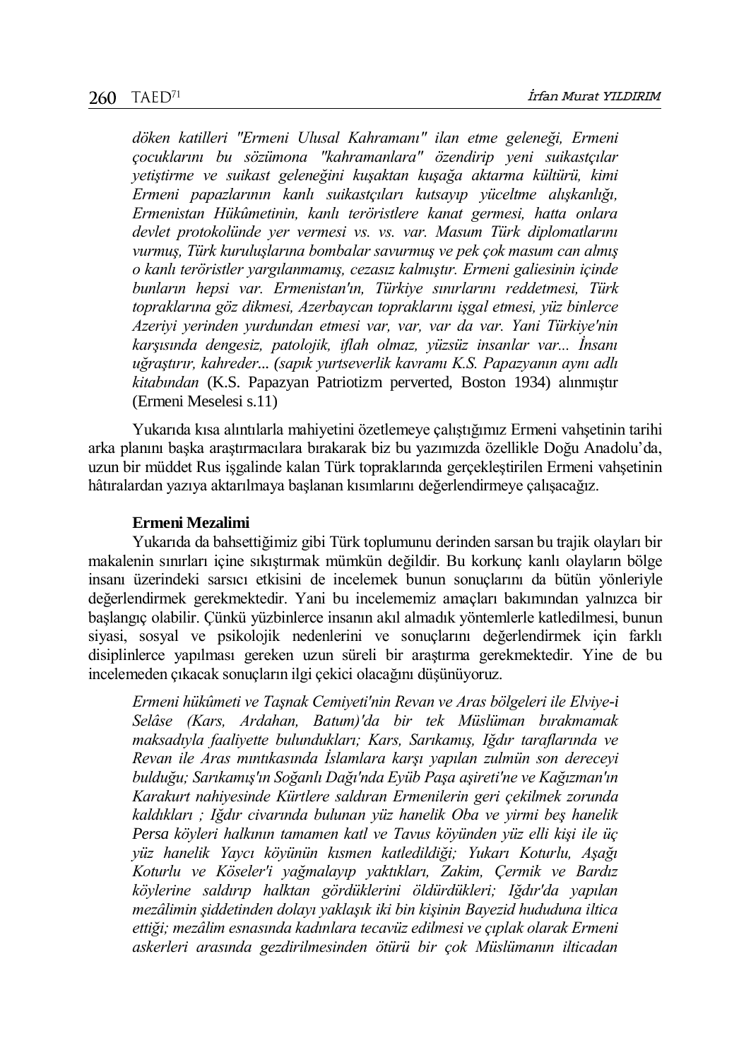*döken katilleri "Ermeni Ulusal Kahramanı" ilan etme geleneği, Ermeni çocuklarını bu sözümona "kahramanlara" özendirip yeni suikastçılar yetiştirme ve suikast geleneğini kuşaktan kuşağa aktarma kültürü, kimi Ermeni papazlarının kanlı suikastçıları kutsayıp yüceltme alışkanlığı, Ermenistan Hükûmetinin, kanlı teröristlere kanat germesi, hatta onlara devlet protokolünde yer vermesi vs. vs. var. Masum Türk diplomatlarını vurmuş, Türk kuruluşlarına bombalar savurmuş ve pek çok masum can almış o kanlı teröristler yargılanmamış, cezasız kalmıştır. Ermeni galiesinin içinde bunların hepsi var. Ermenistan'ın, Türkiye sınırlarını reddetmesi, Türk topraklarına göz dikmesi, Azerbaycan topraklarını işgal etmesi, yüz binlerce Azeriyi yerinden yurdundan etmesi var, var, var da var. Yani Türkiye'nin karşısında dengesiz, patolojik, iflah olmaz, yüzsüz insanlar var... İnsanı uğraştırır, kahreder... (sapık yurtseverlik kavramı K.S. Papazyanın aynı adlı kitabından* (K.S. Papazyan Patriotizm perverted, Boston 1934) alınmıştır (Ermeni Meselesi s.11)

Yukarıda kısa alıntılarla mahiyetini özetlemeye çalıştığımız Ermeni vahşetinin tarihi arka planını başka araştırmacılara bırakarak biz bu yazımızda özellikle Doğu Anadolu'da, uzun bir müddet Rus işgalinde kalan Türk topraklarında gerçekleştirilen Ermeni vahşetinin hâtıralardan yazıya aktarılmaya başlanan kısımlarını değerlendirmeye çalışacağız.

**Ermeni Mezalimi**

Yukarıda da bahsettiğimiz gibi Türk toplumunu derinden sarsan bu trajik olayları bir makalenin sınırları içine sıkıştırmak mümkün değildir. Bu korkunç kanlı olayların bölge insanı üzerindeki sarsıcı etkisini de incelemek bunun sonuçlarını da bütün yönleriyle değerlendirmek gerekmektedir. Yani bu incelememiz amaçları bakımından yalnızca bir başlangıç olabilir. Çünkü yüzbinlerce insanın akıl almadık yöntemlerle katledilmesi, bunun siyasi, sosyal ve psikolojik nedenlerini ve sonuçlarını değerlendirmek için farklı disiplinlerce yapılması gereken uzun süreli bir araştırma gerekmektedir. Yine de bu incelemeden çıkacak sonuçların ilgi çekici olacağını düşünüyoruz.

*Ermeni hükûmeti ve Taşnak Cemiyeti'nin Revan ve Aras bölgeleri ile Elviye-i Selâse (Kars, Ardahan, Batum)'da bir tek Müslüman bırakmamak maksadıyla faaliyette bulundukları; Kars, Sarıkamış, Iğdır taraflarında ve Revan ile Aras mıntıkasında İslamlara karşı yapılan zulmün son dereceyi bulduğu; Sarıkamış'ın Soğanlı Dağı'nda Eyüb Paşa aşireti'ne ve Kağızman'ın Karakurt nahiyesinde Kürtlere saldıran Ermenilerin geri çekilmek zorunda kaldıkları ; Iğdır civarında bulunan yüz hanelik Oba ve yirmi beş hanelik Persa köyleri halkının tamamen katl ve Tavus köyünden yüz elli kişi ile üç yüz hanelik Yaycı köyünün kısmen katledildiği; Yukarı Koturlu, Aşağı Koturlu ve Köseler'i yağmalayıp yaktıkları, Zakim, Çermik ve Bardız köylerine saldırıp halktan gördüklerini öldürdükleri; Iğdır'da yapılan mezâlimin şiddetinden dolayı yaklaşık iki bin kişinin Bayezid hududuna iltica ettiği; mezâlim esnasında kadınlara tecavüz edilmesi ve çıplak olarak Ermeni askerleri arasında gezdirilmesinden ötürü bir çok Müslümanın ilticadan*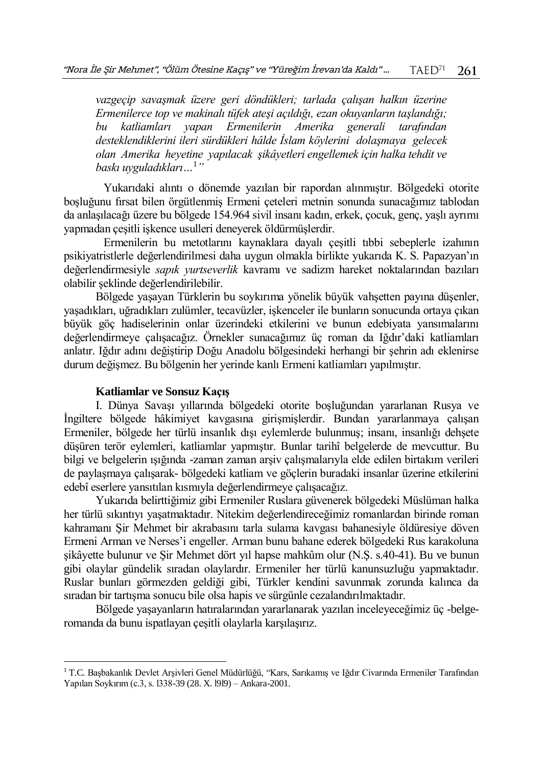*vazgeçip savaşmak üzere geri döndükleri; tarlada çalışan halkın üzerine Ermenilerce top ve makinalı tüfek ateşi açıldığı, ezan okuyanların taşlandığı; bu katliamları yapan Ermenilerin Amerika generali tarafından desteklendiklerini ileri sürdükleri hâlde İslam köylerini dolaşmaya gelecek olan Amerika heyetine yapılacak şikâyetleri engellemek için halka tehdit ve baskı uyguladıkları…*[1]"

Yukarıdaki alıntı o dönemde yazılan bir rapordan alınmıştır. Bölgedeki otorite boşluğunu fırsat bilen örgütlenmiş Ermeni çeteleri metnin sonunda sunacağımız tablodan da anlaşılacağı üzere bu bölgede 154.964 sivil insanı kadın, erkek, çocuk, genç, yaşlı ayrımı yapmadan çeşitli işkence usulleri deneyerek öldürmüşlerdir.

Ermenilerin bu metotlarını kaynaklara dayalı çeşitli tıbbi sebeplerle izahının psikiyatristlerle değerlendirilmesi daha uygun olmakla birlikte yukarıda K. S. Papazyan'ın değerlendirmesiyle *sapık yurtseverlik* kavramı ve sadizm hareket noktalarından bazıları olabilir şeklinde değerlendirilebilir.

Bölgede yaşayan Türklerin bu soykırıma yönelik büyük vahşetten payına düşenler, yaşadıkları, uğradıkları zulümler, tecavüzler, işkenceler ile bunların sonucunda ortaya çıkan büyük göç hadiselerinin onlar üzerindeki etkilerini ve bunun edebiyata yansımalarını değerlendirmeye çalışacağız. Örnekler sunacağımız üç roman da Iğdır'daki katliamları anlatır. Iğdır adını değiştirip Doğu Anadolu bölgesindeki herhangi bir şehrin adı eklenirse durum değişmez. Bu bölgenin her yerinde kanlı Ermeni katliamları yapılmıştır.

**Katliamlar ve Sonsuz Kaçış**

I. Dünya Savaşı yıllarında bölgedeki otorite boşluğundan yararlanan Rusya ve İngiltere bölgede hâkimiyet kavgasına girişmişlerdir. Bundan yararlanmaya çalışan Ermeniler, bölgede her türlü insanlık dışı eylemlerde bulunmuş; insanı, insanlığı dehşete düşüren terör eylemleri, katliamlar yapmıştır. Bunlar tarihî belgelerde de mevcuttur. Bu bilgi ve belgelerin ışığında -zaman zaman arşiv çalışmalarıyla elde edilen birtakım verileri de paylaşmaya çalışarak- bölgedeki katliam ve göçlerin buradaki insanlar üzerine etkilerini edebî eserlere yansıtılan kısmıyla değerlendirmeye çalışacağız.

Yukarıda belirttiğimiz gibi Ermeniler Ruslara güvenerek bölgedeki Müslüman halka her türlü sıkıntıyı yaşatmaktadır. Nitekim değerlendireceğimiz romanlardan birinde roman kahramanı Şir Mehmet bir akrabasını tarla sulama kavgası bahanesiyle öldüresiye döven Ermeni Arman ve Nerses'i engeller. Arman bunu bahane ederek bölgedeki Rus karakoluna şikâyette bulunur ve Şir Mehmet dört yıl hapse mahkûm olur (N.Ş. s.40-41). Bu ve bunun gibi olaylar gündelik sıradan olaylardır. Ermeniler her türlü kanunsuzluğu yapmaktadır. Ruslar bunları görmezden geldiği gibi, Türkler kendini savunmak zorunda kalınca da sıradan bir tartışma sonucu bile olsa hapis ve sürgünle cezalandırılmaktadır.

Bölgede yaşayanların hatıralarından yararlanarak yazılan inceleyeceğimiz üç -belge-romanda da bunu ispatlayan çeşitli olaylarla karşılaşırız.

---

[1] T.C. Başbakanlık Devlet Arşivleri Genel Müdürlüğü, "Kars, Sarıkamış ve Iğdır Civarında Ermeniler Tarafından Yapılan Soykırım (c.3, s. 1338-39 (28. X. 1919) – Ankara-2001.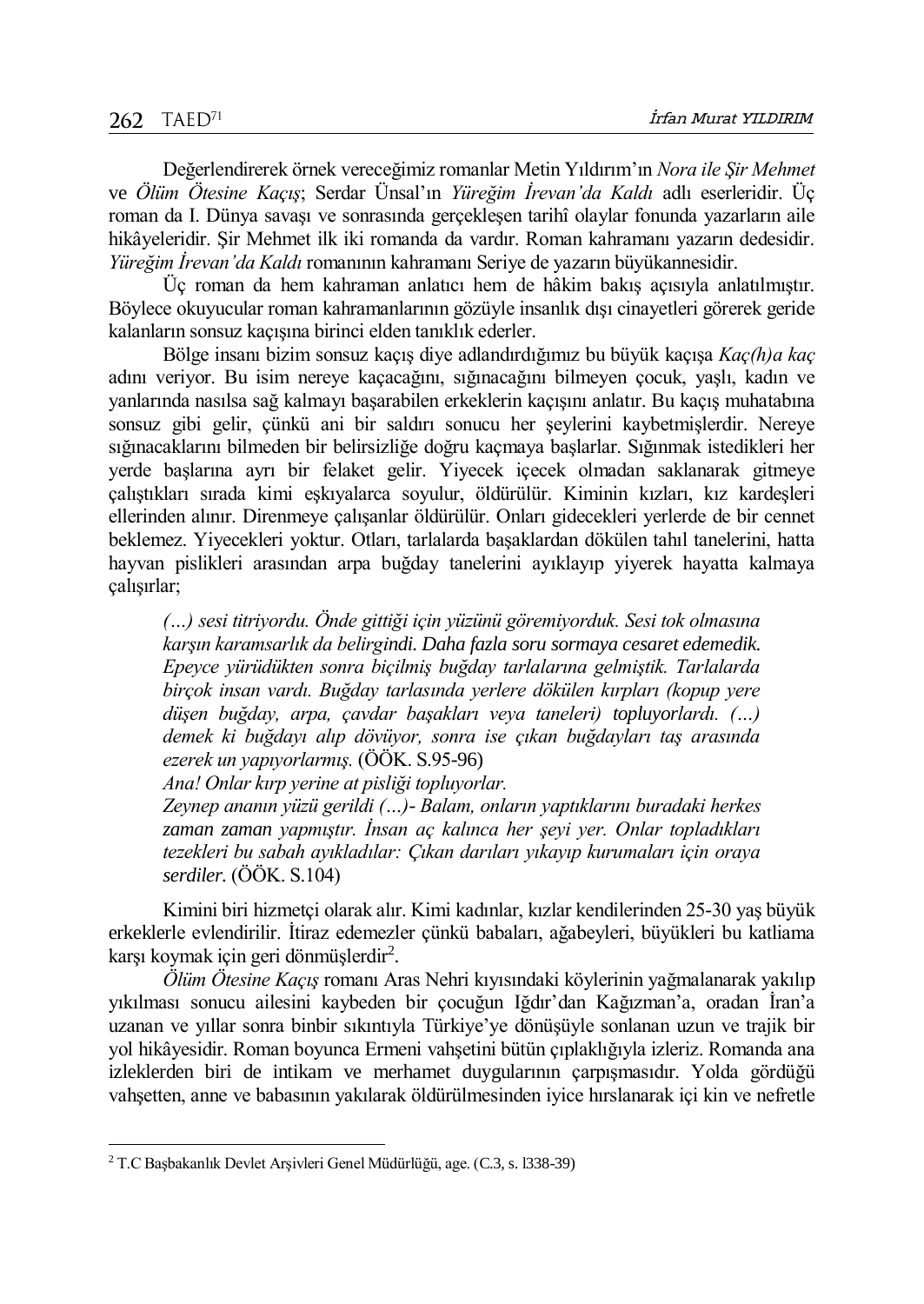Değerlendirerek örnek vereceğimiz romanlar Metin Yıldırım'ın *Nora ile Şir Mehmet* ve *Ölüm Ötesine Kaçış*; Serdar Ünsal'ın *Yüreğim İrevan'da Kaldı* adlı eserleridir. Üç roman da I. Dünya savaşı ve sonrasında gerçekleşen tarihî olaylar fonunda yazarların aile hikâyeleridir. Şir Mehmet ilk iki romanda da vardır. Roman kahramanı yazarın dedesidir. *Yüreğim İrevan'da Kaldı* romanının kahramanı Seriye de yazarın büyükannesidir.

Üç roman da hem kahraman anlatıcı hem de hâkim bakış açısıyla anlatılmıştır. Böylece okuyucular roman kahramanlarının gözüyle insanlık dışı cinayetleri görerek geride kalanların sonsuz kaçışına birinci elden tanıklık ederler.

Bölge insanı bizim sonsuz kaçış diye adlandırdığımız bu büyük kaçışa *Kaç(h)a kaç* adını veriyor. Bu isim nereye kaçacağını, sığınacağını bilmeyen çocuk, yaşlı, kadın ve yanlarında nasılsa sağ kalmayı başarabilen erkeklerin kaçışını anlatır. Bu kaçış muhatabına sonsuz gibi gelir, çünkü ani bir saldırı sonucu her şeylerini kaybetmişlerdir. Nereye sığınacaklarını bilmeden bir belirsizliğe doğru kaçmaya başlarlar. Sığınmak istedikleri her yerde başlarına ayrı bir felaket gelir. Yiyecek içecek olmadan saklanarak gitmeye çalıştıkları sırada kimi eşkıyalarca soyulur, öldürülür. Kiminin kızları, kız kardeşleri ellerinden alınır. Direnmeye çalışanlar öldürülür. Onları gidecekleri yerlerde de bir cennet beklemez. Yiyecekleri yoktur. Otları, tarlalarda başaklardan dökülen tahıl tanelerini, hatta hayvan pislikleri arasından arpa buğday tanelerini ayıklayıp yiyerek hayatta kalmaya çalışırlar;

> *(…) sesi titriyordu. Önde gittiği için yüzünü göremiyorduk. Sesi tok olmasına karşın karamsarlık da belirgindi. Daha fazla soru sormaya cesaret edemedik. Epeyce yürüdükten sonra biçilmiş buğday tarlalarına gelmiştik. Tarlalarda birçok insan vardı. Buğday tarlasında yerlere dökülen kırpları (kopup yere düşen buğday, arpa, çavdar başakları veya taneleri) topluyorlardı. (…) demek ki buğdayı alıp dövüyor, sonra ise çıkan buğdayları taş arasında ezerek un yapıyorlarmış.* (ÖÖK. S.95-96)
>
> *Ana! Onlar kırp yerine at pisliği topluyorlar.*
>
> *Zeynep ananın yüzü gerildi (…)- Balam, onların yaptıklarını buradaki herkes zaman zaman yapmıştır. İnsan aç kalınca her şeyi yer. Onlar topladıkları tezekleri bu sabah ayıkladılar: Çıkan darıları yıkayıp kurumaları için oraya serdiler.* (ÖÖK. S.104)

Kimini biri hizmetçi olarak alır. Kimi kadınlar, kızlar kendilerinden 25-30 yaş büyük erkeklerle evlendirilir. İtiraz edemezler çünkü babaları, ağabeyleri, büyükleri bu katliama karşı koymak için geri dönmüşlerdir[2].

*Ölüm Ötesine Kaçış* romanı Aras Nehri kıyısındaki köylerinin yağmalanarak yakılıp yıkılması sonucu ailesini kaybeden bir çocuğun Iğdır'dan Kağızman'a, oradan İran'a uzanan ve yıllar sonra binbir sıkıntıyla Türkiye'ye dönüşüyle sonlanan uzun ve trajik bir yol hikâyesidir. Roman boyunca Ermeni vahşetini bütün çıplaklığıyla izleriz. Romanda ana izleklerden biri de intikam ve merhamet duygularının çarpışmasıdır. Yolda gördüğü vahşetten, anne ve babasının yakılarak öldürülmesinden iyice hırslanarak içi kin ve nefretle

---

[2] T.C Başbakanlık Devlet Arşivleri Genel Müdürlüğü, age. (C.3, s. l338-39)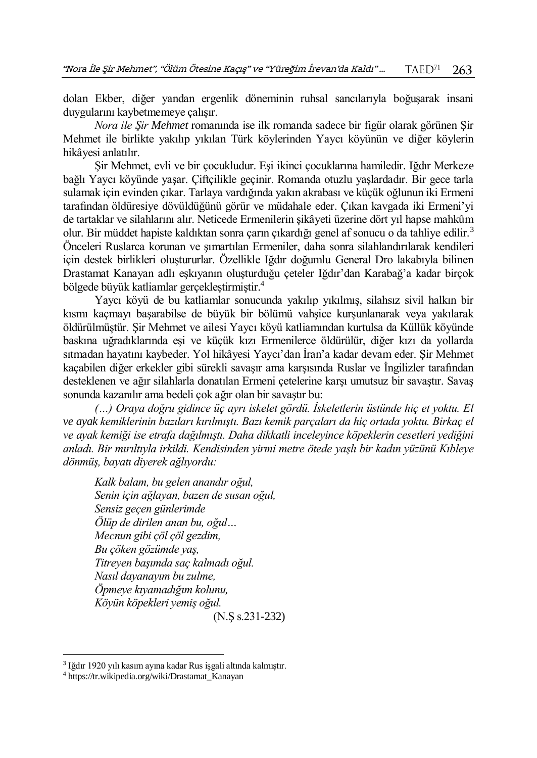dolan Ekber, diğer yandan ergenlik döneminin ruhsal sancılarıyla boğuşarak insani duygularını kaybetmemeye çalışır.

*Nora ile Şir Mehmet* romanında ise ilk romanda sadece bir figür olarak görünen Şir Mehmet ile birlikte yakılıp yıkılan Türk köylerinden Yaycı köyünün ve diğer köylerin hikâyesi anlatılır.

Şir Mehmet, evli ve bir çocukludur. Eşi ikinci çocuklarına hamiledir. Iğdır Merkeze bağlı Yaycı köyünde yaşar. Çiftçilikle geçinir. Romanda otuzlu yaşlardadır. Bir gece tarla sulamak için evinden çıkar. Tarlaya vardığında yakın akrabası ve küçük oğlunun iki Ermeni tarafından öldüresiye dövüldüğünü görür ve müdahale eder. Çıkan kavgada iki Ermeni'yi de tartaklar ve silahlarını alır. Neticede Ermenilerin şikâyeti üzerine dört yıl hapse mahkûm olur. Bir müddet hapiste kaldıktan sonra çarın çıkardığı genel af sonucu o da tahliye edilir.[3] Önceleri Ruslarca korunan ve şımartılan Ermeniler, daha sonra silahlandırılarak kendileri için destek birlikleri oluştururlar. Özellikle Iğdır doğumlu General Dro lakabıyla bilinen Drastamat Kanayan adlı eşkıyanın oluşturduğu çeteler Iğdır'dan Karabağ'a kadar birçok bölgede büyük katliamlar gerçekleştirmiştir.[4]

Yaycı köyü de bu katliamlar sonucunda yakılıp yıkılmış, silahsız sivil halkın bir kısmı kaçmayı başarabilse de büyük bir bölümü vahşice kurşunlanarak veya yakılarak öldürülmüştür. Şir Mehmet ve ailesi Yaycı köyü katliamından kurtulsa da Küllük köyünde baskına uğradıklarında eşi ve küçük kızı Ermenilerce öldürülür, diğer kızı da yollarda sıtmadan hayatını kaybeder. Yol hikâyesi Yaycı'dan İran'a kadar devam eder. Şir Mehmet kaçabilen diğer erkekler gibi sürekli savaşır ama karşısında Ruslar ve İngilizler tarafından desteklenen ve ağır silahlarla donatılan Ermeni çetelerine karşı umutsuz bir savaştır. Savaş sonunda kazanılır ama bedeli çok ağır olan bir savaştır bu:

*(…) Oraya doğru gidince üç ayrı iskelet gördü. İskeletlerin üstünde hiç et yoktu. El ve ayak kemiklerinin bazıları kırılmıştı. Bazı kemik parçaları da hiç ortada yoktu. Birkaç el ve ayak kemiği ise etrafa dağılmıştı. Daha dikkatli inceleyince köpeklerin cesetleri yediğini anladı. Bir mırıltıyla irkildi. Kendisinden yirmi metre ötede yaşlı bir kadın yüzünü Kıbleye dönmüş, bayatı diyerek ağlıyordu:*

*Kalk balam, bu gelen anandır oğul,*
*Senin için ağlayan, bazen de susan oğul,*
*Sensiz geçen günlerimde*
*Ölüp de dirilen anan bu, oğul…*
*Mecnun gibi çöl çöl gezdim,*
*Bu çöken gözümde yaş,*
*Titreyen başımda saç kalmadı oğul.*
*Nasıl dayanayım bu zulme,*
*Öpmeye kıyamadığım kolunu,*
*Köyün köpekleri yemiş oğul.*

(N.Ş s.231-232)

---

[3] Iğdır 1920 yılı kasım ayına kadar Rus işgali altında kalmıştır.

[4] https://tr.wikipedia.org/wiki/Drastamat_Kanayan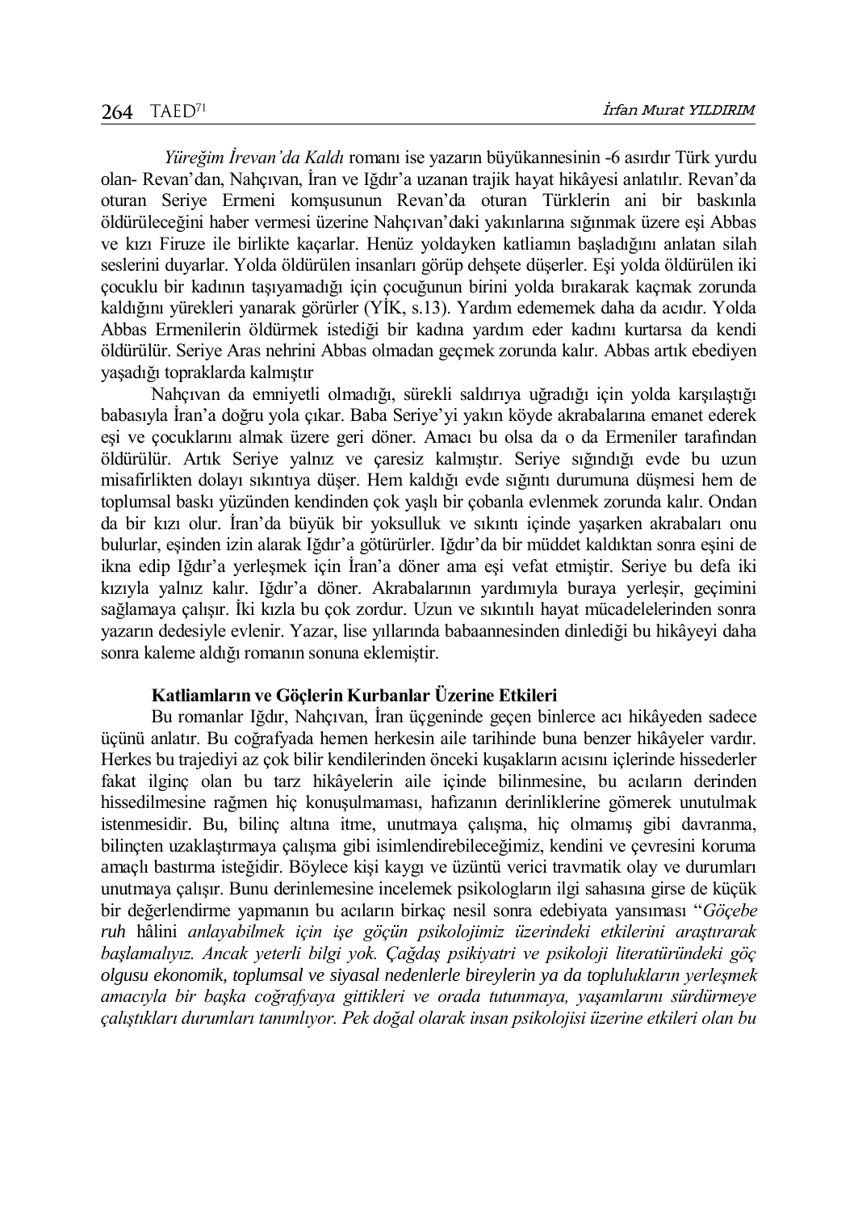*Yüreğim İrevan'da Kaldı* romanı ise yazarın büyükannesinin -6 asırdır Türk yurdu olan- Revan'dan, Nahçıvan, İran ve Iğdır'a uzanan trajik hayat hikâyesi anlatılır. Revan'da oturan Seriye Ermeni komşusunun Revan'da oturan Türklerin ani bir baskınla öldürüleceğini haber vermesi üzerine Nahçıvan'daki yakınlarına sığınmak üzere eşi Abbas ve kızı Firuze ile birlikte kaçarlar. Henüz yoldayken katliamın başladığını anlatan silah seslerini duyarlar. Yolda öldürülen insanları görüp dehşete düşerler. Eşi yolda öldürülen iki çocuklu bir kadının taşıyamadığı için çocuğunun birini yolda bırakarak kaçmak zorunda kaldığını yürekleri yanarak görürler (YİK, s.13). Yardım edememek daha da acıdır. Yolda Abbas Ermenilerin öldürmek istediği bir kadına yardım eder kadını kurtarsa da kendi öldürülür. Seriye Aras nehrini Abbas olmadan geçmek zorunda kalır. Abbas artık ebediyen yaşadığı topraklarda kalmıştır

Nahçıvan da emniyetli olmadığı, sürekli saldırıya uğradığı için yolda karşılaştığı babasıyla İran'a doğru yola çıkar. Baba Seriye'yi yakın köyde akrabalarına emanet ederek eşi ve çocuklarını almak üzere geri döner. Amacı bu olsa da o da Ermeniler tarafından öldürülür. Artık Seriye yalnız ve çaresiz kalmıştır. Seriye sığındığı evde bu uzun misafirlikten dolayı sıkıntıya düşer. Hem kaldığı evde sığıntı durumuna düşmesi hem de toplumsal baskı yüzünden kendinden çok yaşlı bir çobanla evlenmek zorunda kalır. Ondan da bir kızı olur. İran'da büyük bir yoksulluk ve sıkıntı içinde yaşarken akrabaları onu bulurlar, eşinden izin alarak Iğdır'a götürürler. Iğdır'da bir müddet kaldıktan sonra eşini de ikna edip Iğdır'a yerleşmek için İran'a döner ama eşi vefat etmiştir. Seriye bu defa iki kızıyla yalnız kalır. Iğdır'a döner. Akrabalarının yardımıyla buraya yerleşir, geçimini sağlamaya çalışır. İki kızla bu çok zordur. Uzun ve sıkıntılı hayat mücadelelerinden sonra yazarın dedesiyle evlenir. Yazar, lise yıllarında babaannesinden dinlediği bu hikâyeyi daha sonra kaleme aldığı romanın sonuna eklemiştir.

### Katliamların ve Göçlerin Kurbanlar Üzerine Etkileri

Bu romanlar Iğdır, Nahçıvan, İran üçgeninde geçen binlerce acı hikâyeden sadece üçünü anlatır. Bu coğrafyada hemen herkesin aile tarihinde buna benzer hikâyeler vardır. Herkes bu trajediyi az çok bilir kendilerinden önceki kuşakların acısını içlerinde hissederler fakat ilginç olan bu tarz hikâyelerin aile içinde bilinmesine, bu acıların derinden hissedilmesine rağmen hiç konuşulmaması, hafızanın derinliklerine gömerek unutulmak istenmesidir. Bu, bilinç altına itme, unutmaya çalışma, hiç olmamış gibi davranma, bilinçten uzaklaştırmaya çalışma gibi isimlendirebileceğimiz, kendini ve çevresini koruma amaçlı bastırma isteğidir. Böylece kişi kaygı ve üzüntü verici travmatik olay ve durumları unutmaya çalışır. Bunu derinlemesine incelemek psikologların ilgi sahasına girse de küçük bir değerlendirme yapmanın bu acıların birkaç nesil sonra edebiyata yansıması "*Göçebe ruh* hâlini *anlayabilmek için işe göçün psikolojimiz üzerindeki etkilerini araştırarak başlamalıyız. Ancak yeterli bilgi yok. Çağdaş psikiyatri ve psikoloji literatüründeki göç olgusu ekonomik, toplumsal ve siyasal nedenlerle bireylerin ya da toplulukların yerleşmek amacıyla bir başka coğrafyaya gittikleri ve orada tutunmaya, yaşamlarını sürdürmeye çalıştıkları durumları tanımlıyor. Pek doğal olarak insan psikolojisi üzerine etkileri olan bu*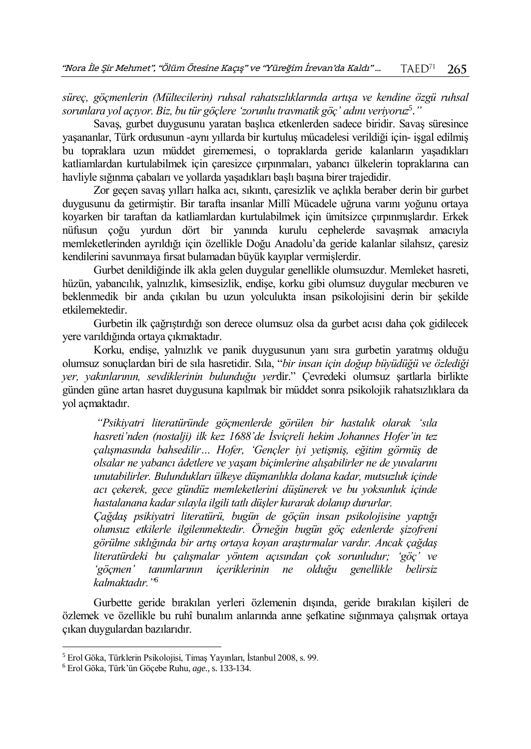*süreç, göçmenlerin (Mültecilerin) ruhsal rahatsızlıklarında artışa ve kendine özgü ruhsal sorunlara yol açıyor. Biz, bu tür göçlere 'zorunlu travmatik göç' adını veriyoruz*[5]*."*

Savaş, gurbet duygusunu yaratan başlıca etkenlerden sadece biridir. Savaş süresince yaşananlar, Türk ordusunun -aynı yıllarda bir kurtuluş mücadelesi verildiği için- işgal edilmiş bu topraklara uzun müddet girememesi, o topraklarda geride kalanların yaşadıkları katliamlardan kurtulabilmek için çaresizce çırpınmaları, yabancı ülkelerin topraklarına can havliyle sığınma çabaları ve yollarda yaşadıkları başlı başına birer trajedidir.

Zor geçen savaş yılları halka acı, sıkıntı, çaresizlik ve açlıkla beraber derin bir gurbet duygusunu da getirmiştir. Bir tarafta insanlar Millî Mücadele uğruna varını yoğunu ortaya koyarken bir taraftan da katliamlardan kurtulabilmek için ümitsizce çırpınmışlardır. Erkek nüfusun çoğu yurdun dört bir yanında kurulu cephelerde savaşmak amacıyla memleketlerinden ayrıldığı için özellikle Doğu Anadolu'da geride kalanlar silahsız, çaresiz kendilerini savunmaya fırsat bulamadan büyük kayıplar vermişlerdir.

Gurbet denildiğinde ilk akla gelen duygular genellikle olumsuzdur. Memleket hasreti, hüzün, yabancılık, yalnızlık, kimsesizlik, endişe, korku gibi olumsuz duygular mecburen ve beklenmedik bir anda çıkılan bu uzun yolculukta insan psikolojisini derin bir şekilde etkilemektedir.

Gurbetin ilk çağrıştırdığı son derece olumsuz olsa da gurbet acısı daha çok gidilecek yere varıldığında ortaya çıkmaktadır.

Korku, endişe, yalnızlık ve panik duygusunun yanı sıra gurbetin yaratmış olduğu olumsuz sonuçlardan biri de sıla hasretidir. Sıla, "*bir insan için doğup büyüdüğü ve özlediği yer, yakınlarının, sevdiklerinin bulunduğu yer*dir." Çevredeki olumsuz şartlarla birlikte günden güne artan hasret duygusuna kapılmak bir müddet sonra psikolojik rahatsızlıklara da yol açmaktadır.

> *"Psikiyatri literatüründe göçmenlerde görülen bir hastalık olarak 'sıla hasreti'nden (nostalji) ilk kez 1688'de İsviçreli hekim Johannes Hofer'in tez çalışmasında bahsedilir… Hofer, 'Gençler iyi yetişmiş, eğitim görmüş de olsalar ne yabancı âdetlere ve yaşam biçimlerine alışabilirler ne de yuvalarını unutabilirler. Bulundukları ülkeye düşmanlıkla dolana kadar, mutsuzluk içinde acı çekerek, gece gündüz memleketlerini düşünerek ve bu yoksunluk içinde hastalanana kadar sılayla ilgili tatlı düşler kurarak dolanıp dururlar.*
>
> *Çağdaş psikiyatri literatürü, bugün de göçün insan psikolojisine yaptığı olumsuz etkilerle ilgilenmektedir. Örneğin bugün göç edenlerde şizofreni görülme sıklığında bir artış ortaya koyan araştırmalar vardır. Ancak çağdaş literatürdeki bu çalışmalar yöntem açısından çok sorunludur; 'göç' ve 'göçmen' tanımlarının içeriklerinin ne olduğu genellikle belirsiz kalmaktadır."*[6]

Gurbette geride bırakılan yerleri özlemenin dışında, geride bırakılan kişileri de özlemek ve özellikle bu ruhî bunalım anlarında anne şefkatine sığınmaya çalışmak ortaya çıkan duygulardan bazılarıdır.

---

[5] Erol Göka, Türklerin Psikolojisi, Timaş Yayınları, İstanbul 2008, s. 99.

[6] Erol Göka, Türk'ün Göçebe Ruhu, *age.*, s. 133-134.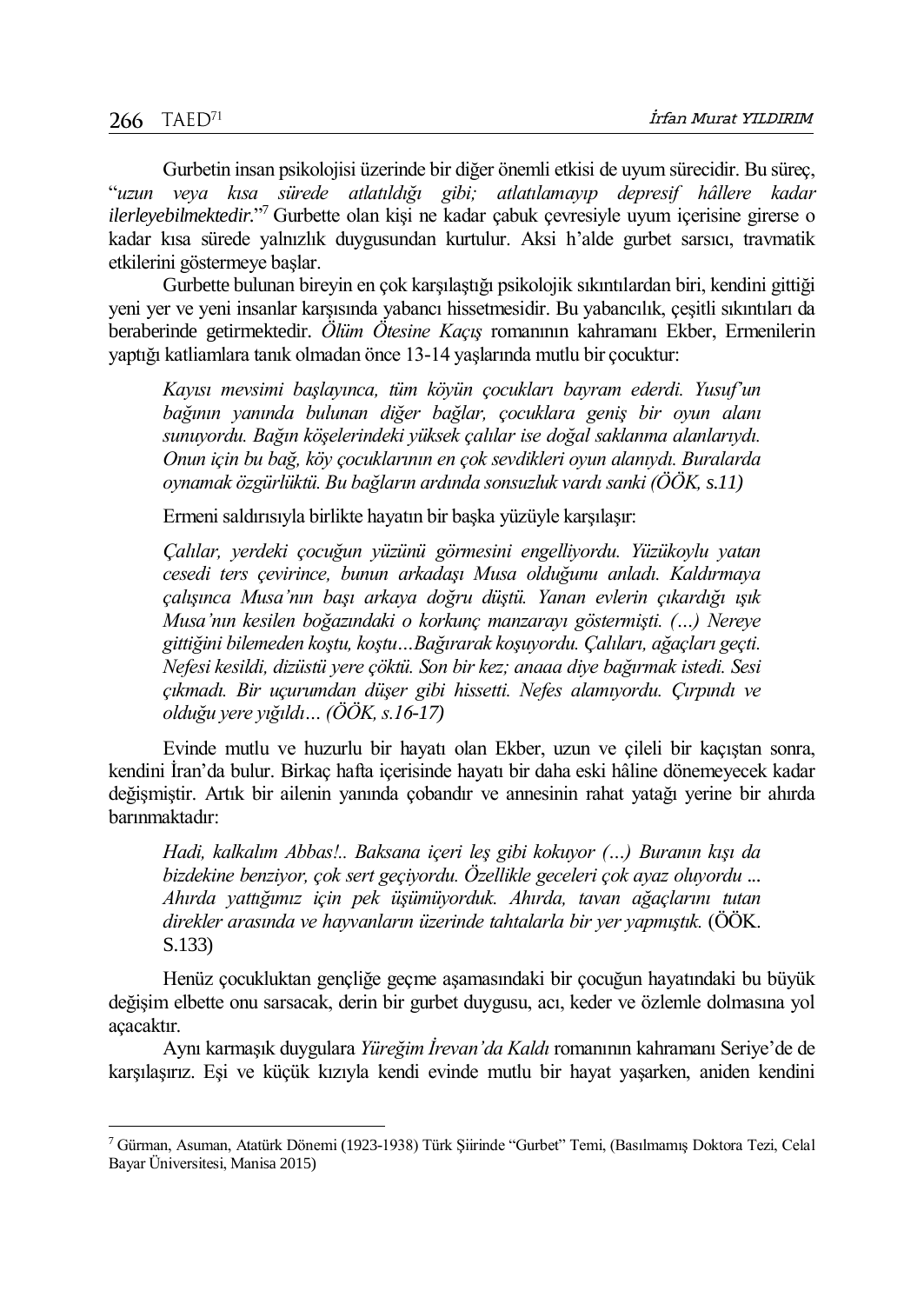Gurbetin insan psikolojisi üzerinde bir diğer önemli etkisi de uyum sürecidir. Bu süreç, "*uzun veya kısa sürede atlatıldığı gibi; atlatılamayıp depresif hâllere kadar ilerleyebilmektedir.*"[7] Gurbette olan kişi ne kadar çabuk çevresiyle uyum içerisine girerse o kadar kısa sürede yalnızlık duygusundan kurtulur. Aksi h'alde gurbet sarsıcı, travmatik etkilerini göstermeye başlar.

Gurbette bulunan bireyin en çok karşılaştığı psikolojik sıkıntılardan biri, kendini gittiği yeni yer ve yeni insanlar karşısında yabancı hissetmesidir. Bu yabancılık, çeşitli sıkıntıları da beraberinde getirmektedir. *Ölüm Ötesine Kaçış* romanının kahramanı Ekber, Ermenilerin yaptığı katliamlara tanık olmadan önce 13-14 yaşlarında mutlu bir çocuktur:

> *Kayısı mevsimi başlayınca, tüm köyün çocukları bayram ederdi. Yusuf'un bağının yanında bulunan diğer bağlar, çocuklara geniş bir oyun alanı sunuyordu. Bağın köşelerindeki yüksek çalılar ise doğal saklanma alanlarıydı. Onun için bu bağ, köy çocuklarının en çok sevdikleri oyun alanıydı. Buralarda oynamak özgürlüktü. Bu bağların ardında sonsuzluk vardı sanki (ÖÖK, s.11)*

Ermeni saldırısıyla birlikte hayatın bir başka yüzüyle karşılaşır:

> *Çalılar, yerdeki çocuğun yüzünü görmesini engelliyordu. Yüzükoylu yatan cesedi ters çevirince, bunun arkadaşı Musa olduğunu anladı. Kaldırmaya çalışınca Musa'nın başı arkaya doğru düştü. Yanan evlerin çıkardığı ışık Musa'nın kesilen boğazındaki o korkunç manzarayı göstermişti. (…) Nereye gittiğini bilemeden koştu, koştu…Bağırarak koşuyordu. Çalıları, ağaçları geçti. Nefesi kesildi, dizüstü yere çöktü. Son bir kez; anaaa diye bağırmak istedi. Sesi çıkmadı. Bir uçurumdan düşer gibi hissetti. Nefes alamıyordu. Çırpındı ve olduğu yere yığıldı… (ÖÖK, s.16-17)*

Evinde mutlu ve huzurlu bir hayatı olan Ekber, uzun ve çileli bir kaçıştan sonra, kendini İran'da bulur. Birkaç hafta içerisinde hayatı bir daha eski hâline dönemeyecek kadar değişmiştir. Artık bir ailenin yanında çobandır ve annesinin rahat yatağı yerine bir ahırda barınmaktadır:

> *Hadi, kalkalım Abbas!.. Baksana içeri leş gibi kokuyor (…) Buranın kışı da bizdekine benziyor, çok sert geçiyordu. Özellikle geceleri çok ayaz oluyordu ... Ahırda yattığımız için pek üşümüyorduk. Ahırda, tavan ağaçlarını tutan direkler arasında ve hayvanların üzerinde tahtalarla bir yer yapmıştık.* (ÖÖK. S.133)

Henüz çocukluktan gençliğe geçme aşamasındaki bir çocuğun hayatındaki bu büyük değişim elbette onu sarsacak, derin bir gurbet duygusu, acı, keder ve özlemle dolmasına yol açacaktır.

Aynı karmaşık duygulara *Yüreğim İrevan'da Kaldı* romanının kahramanı Seriye'de de karşılaşırız. Eşi ve küçük kızıyla kendi evinde mutlu bir hayat yaşarken, aniden kendini

---

[7] Gürman, Asuman, Atatürk Dönemi (1923-1938) Türk Şiirinde "Gurbet" Temi, (Basılmamış Doktora Tezi, Celal Bayar Üniversitesi, Manisa 2015)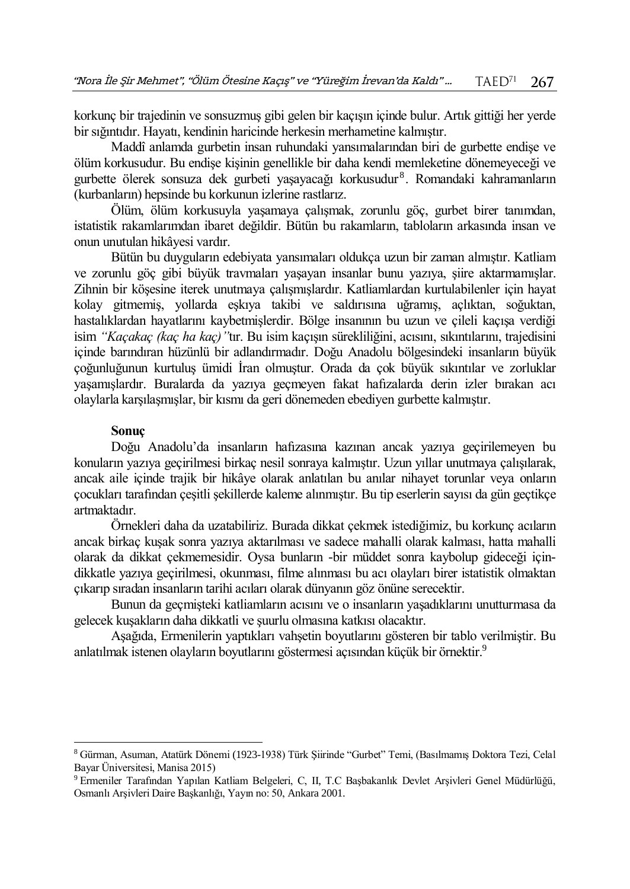korkunç bir trajedinin ve sonsuzmuş gibi gelen bir kaçışın içinde bulur. Artık gittiği her yerde bir sığıntıdır. Hayatı, kendinin haricinde herkesin merhametine kalmıştır.

Maddî anlamda gurbetin insan ruhundaki yansımalarından biri de gurbette endişe ve ölüm korkusudur. Bu endişe kişinin genellikle bir daha kendi memleketine dönemeyeceği ve gurbette ölerek sonsuza dek gurbeti yaşayacağı korkusudur[8]. Romandaki kahramanların (kurbanların) hepsinde bu korkunun izlerine rastlarız.

Ölüm, ölüm korkusuyla yaşamaya çalışmak, zorunlu göç, gurbet birer tanımdan, istatistik rakamlarımdan ibaret değildir. Bütün bu rakamların, tabloların arkasında insan ve onun unutulan hikâyesi vardır.

Bütün bu duyguların edebiyata yansımaları oldukça uzun bir zaman almıştır. Katliam ve zorunlu göç gibi büyük travmaları yaşayan insanlar bunu yazıya, şiire aktarmamışlar. Zihnin bir köşesine iterek unutmaya çalışmışlardır. Katliamlardan kurtulabilenler için hayat kolay gitmemiş, yollarda eşkıya takibi ve saldırısına uğramış, açlıktan, soğuktan, hastalıklardan hayatlarını kaybetmişlerdir. Bölge insanının bu uzun ve çileli kaçışa verdiği isim *"Kaçakaç (kaç ha kaç)"*tır. Bu isim kaçışın sürekliliğini, acısını, sıkıntılarını, trajedisini içinde barındıran hüzünlü bir adlandırmadır. Doğu Anadolu bölgesindeki insanların büyük çoğunluğunun kurtuluş ümidi İran olmuştur. Orada da çok büyük sıkıntılar ve zorluklar yaşamışlardır. Buralarda da yazıya geçmeyen fakat hafızalarda derin izler bırakan acı olaylarla karşılaşmışlar, bir kısmı da geri dönemeden ebediyen gurbette kalmıştır.

**Sonuç**

Doğu Anadolu'da insanların hafızasına kazınan ancak yazıya geçirilemeyen bu konuların yazıya geçirilmesi birkaç nesil sonraya kalmıştır. Uzun yıllar unutmaya çalışılarak, ancak aile içinde trajik bir hikâye olarak anlatılan bu anılar nihayet torunlar veya onların çocukları tarafından çeşitli şekillerde kaleme alınmıştır. Bu tip eserlerin sayısı da gün geçtikçe artmaktadır.

Örnekleri daha da uzatabiliriz. Burada dikkat çekmek istediğimiz, bu korkunç acıların ancak birkaç kuşak sonra yazıya aktarılması ve sadece mahalli olarak kalması, hatta mahalli olarak da dikkat çekmemesidir. Oysa bunların -bir müddet sonra kaybolup gideceği için- dikkatle yazıya geçirilmesi, okunması, filme alınması bu acı olayları birer istatistik olmaktan çıkarıp sıradan insanların tarihi acıları olarak dünyanın göz önüne serecektir.

Bunun da geçmişteki katliamların acısını ve o insanların yaşadıklarını unutturmasa da gelecek kuşakların daha dikkatli ve şuurlu olmasına katkısı olacaktır.

Aşağıda, Ermenilerin yaptıkları vahşetin boyutlarını gösteren bir tablo verilmiştir. Bu anlatılmak istenen olayların boyutlarını göstermesi açısından küçük bir örnektir.[9]

---

[8] Gürman, Asuman, Atatürk Dönemi (1923-1938) Türk Şiirinde "Gurbet" Temi, (Basılmamış Doktora Tezi, Celal Bayar Üniversitesi, Manisa 2015)

[9] Ermeniler Tarafından Yapılan Katliam Belgeleri, C, II, T.C Başbakanlık Devlet Arşivleri Genel Müdürlüğü, Osmanlı Arşivleri Daire Başkanlığı, Yayın no: 50, Ankara 2001.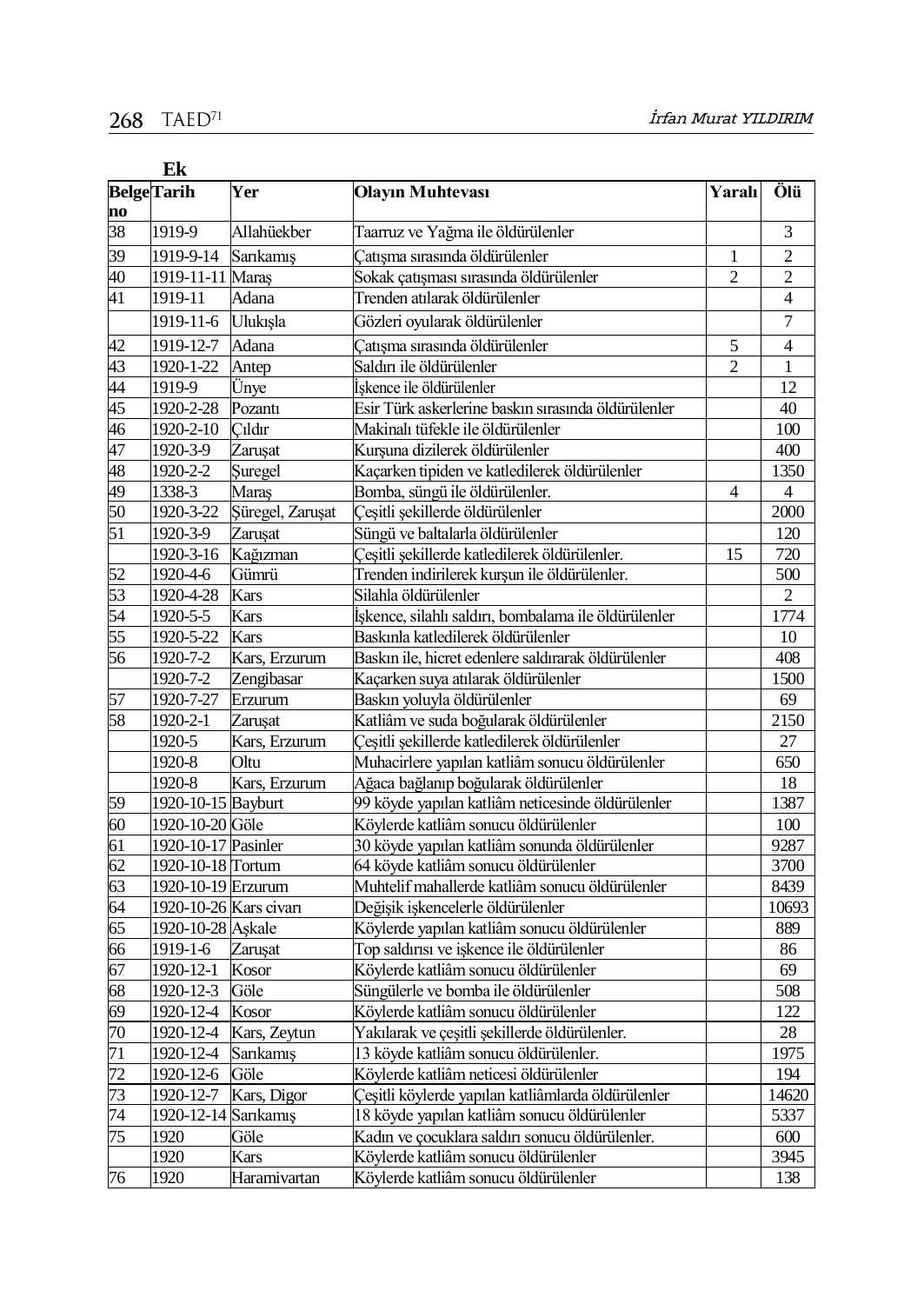**Ek**

| Belge no | Tarih | Yer | Olayın Muhtevası | Yaralı | Ölü |
|---|---|---|---|---|---|
| 38 | 1919-9 | Allahüekber | Taarruz ve Yağma ile öldürülenler | | 3 |
| 39 | 1919-9-14 | Sarıkamış | Çatışma sırasında öldürülenler | 1 | 2 |
| 40 | 1919-11-11 | Maraş | Sokak çatışması sırasında öldürülenler | 2 | 2 |
| 41 | 1919-11 | Adana | Trenden atılarak öldürülenler | | 4 |
| | 1919-11-6 | Ulukışla | Gözleri oyularak öldürülenler | | 7 |
| 42 | 1919-12-7 | Adana | Çatışma sırasında öldürülenler | 5 | 4 |
| 43 | 1920-1-22 | Antep | Saldırı ile öldürülenler | 2 | 1 |
| 44 | 1919-9 | Ünye | İşkence ile öldürülenler | | 12 |
| 45 | 1920-2-28 | Pozantı | Esir Türk askerlerine baskın sırasında öldürülenler | | 40 |
| 46 | 1920-2-10 | Çıldır | Makinalı tüfekle ile öldürülenler | | 100 |
| 47 | 1920-3-9 | Zaruşat | Kurşuna dizilerek öldürülenler | | 400 |
| 48 | 1920-2-2 | Şuregel | Kaçarken tipiden ve katledilerek öldürülenler | | 1350 |
| 49 | 1338-3 | Maraş | Bomba, süngü ile öldürülenler. | 4 | 4 |
| 50 | 1920-3-22 | Şüregel, Zaruşat | Çeşitli şekillerde öldürülenler | | 2000 |
| 51 | 1920-3-9 | Zaruşat | Süngü ve baltalarla öldürülenler | | 120 |
| | 1920-3-16 | Kağızman | Çeşitli şekillerde katledilerek öldürülenler. | 15 | 720 |
| 52 | 1920-4-6 | Gümrü | Trenden indirilerek kurşun ile öldürülenler. | | 500 |
| 53 | 1920-4-28 | Kars | Silahla öldürülenler | | 2 |
| 54 | 1920-5-5 | Kars | İşkence, silahlı saldırı, bombalama ile öldürülenler | | 1774 |
| 55 | 1920-5-22 | Kars | Baskınla katledilerek öldürülenler | | 10 |
| 56 | 1920-7-2 | Kars, Erzurum | Baskın ile, hicret edenlere saldırarak öldürülenler | | 408 |
| | 1920-7-2 | Zengibasar | Kaçarken suya atılarak öldürülenler | | 1500 |
| 57 | 1920-7-27 | Erzurum | Baskın yoluyla öldürülenler | | 69 |
| 58 | 1920-2-1 | Zaruşat | Katliâm ve suda boğularak öldürülenler | | 2150 |
| | 1920-5 | Kars, Erzurum | Çeşitli şekillerde katledilerek öldürülenler | | 27 |
| | 1920-8 | Oltu | Muhacirlere yapılan katliâm sonucu öldürülenler | | 650 |
| | 1920-8 | Kars, Erzurum | Ağaca bağlanıp boğularak öldürülenler | | 18 |
| 59 | 1920-10-15 | Bayburt | 99 köyde yapılan katliâm neticesinde öldürülenler | | 1387 |
| 60 | 1920-10-20 | Göle | Köylerde katliâm sonucu öldürülenler | | 100 |
| 61 | 1920-10-17 | Pasinler | 30 köyde yapılan katliâm sonunda öldürülenler | | 9287 |
| 62 | 1920-10-18 | Tortum | 64 köyde katliâm sonucu öldürülenler | | 3700 |
| 63 | 1920-10-19 | Erzurum | Muhtelif mahallerde katliâm sonucu öldürülenler | | 8439 |
| 64 | 1920-10-26 | Kars civarı | Değişik işkencelerle öldürülenler | | 10693 |
| 65 | 1920-10-28 | Aşkale | Köylerde yapılan katliâm sonucu öldürülenler | | 889 |
| 66 | 1919-1-6 | Zaruşat | Top saldırısı ve işkence ile öldürülenler | | 86 |
| 67 | 1920-12-1 | Kosor | Köylerde katliâm sonucu öldürülenler | | 69 |
| 68 | 1920-12-3 | Göle | Süngülerle ve bomba ile öldürülenler | | 508 |
| 69 | 1920-12-4 | Kosor | Köylerde katliâm sonucu öldürülenler | | 122 |
| 70 | 1920-12-4 | Kars, Zeytun | Yakılarak ve çeşitli şekillerde öldürülenler. | | 28 |
| 71 | 1920-12-4 | Sarıkamış | 13 köyde katliâm sonucu öldürülenler. | | 1975 |
| 72 | 1920-12-6 | Göle | Köylerde katliâm neticesi öldürülenler | | 194 |
| 73 | 1920-12-7 | Kars, Digor | Çeşitli köylerde yapılan katliâmlarda öldürülenler | | 14620 |
| 74 | 1920-12-14 | Sarıkamış | 18 köyde yapılan katliâm sonucu öldürülenler | | 5337 |
| 75 | 1920 | Göle | Kadın ve çocuklara saldırı sonucu öldürülenler. | | 600 |
| | 1920 | Kars | Köylerde katliâm sonucu öldürülenler | | 3945 |
| 76 | 1920 | Haramivartan | Köylerde katliâm sonucu öldürülenler | | 138 |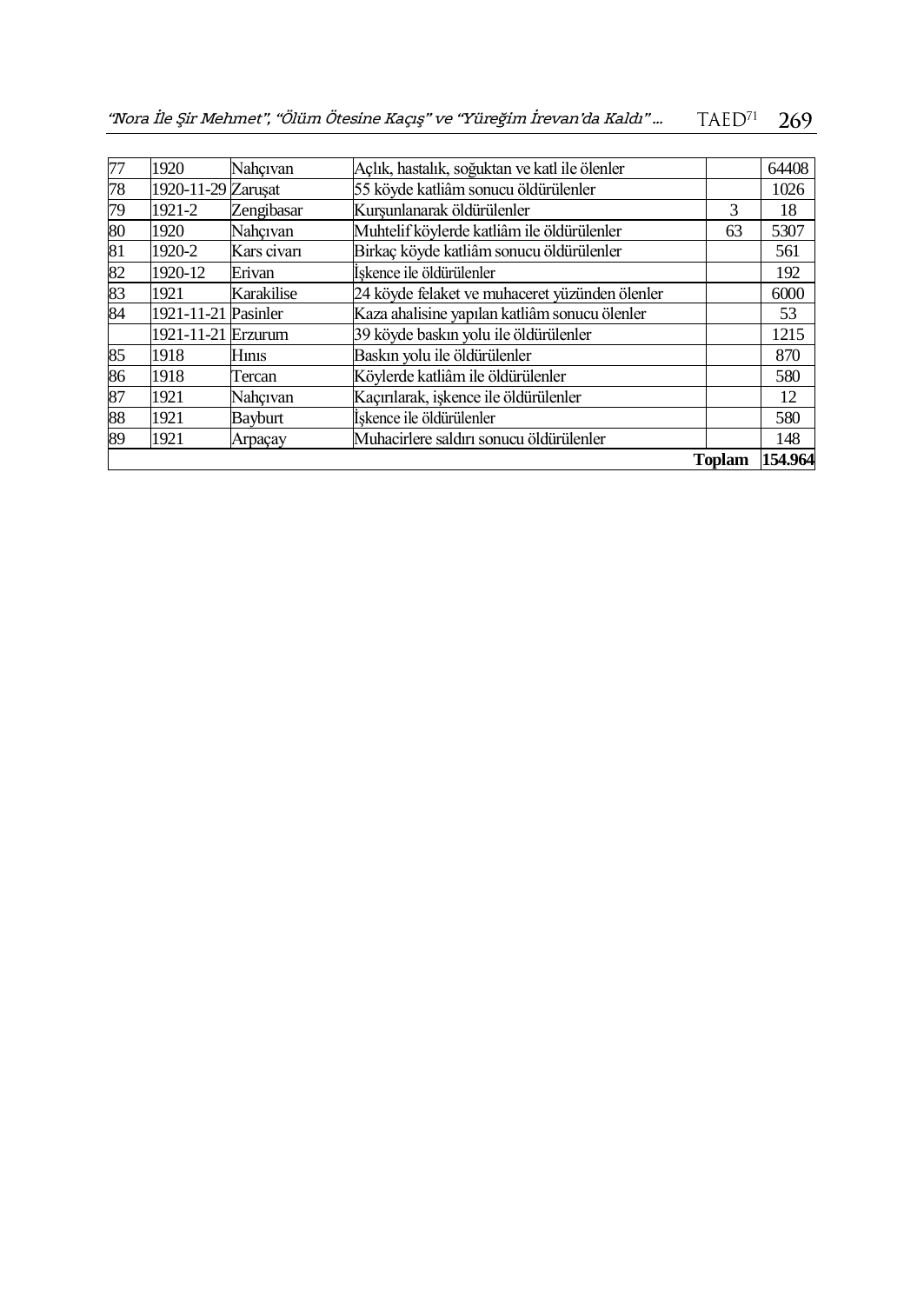| | | | | | |
|---|---|---|---|---|---|
| 77 | 1920 | Nahçıvan | Açlık, hastalık, soğuktan ve katl ile ölenler | | 64408 |
| 78 | 1920-11-29 | Zaruşat | 55 köyde katliâm sonucu öldürülenler | | 1026 |
| 79 | 1921-2 | Zengibasar | Kurşunlanarak öldürülenler | 3 | 18 |
| 80 | 1920 | Nahçıvan | Muhtelif köylerde katliâm ile öldürülenler | 63 | 5307 |
| 81 | 1920-2 | Kars civarı | Birkaç köyde katliâm sonucu öldürülenler | | 561 |
| 82 | 1920-12 | Erivan | İşkence ile öldürülenler | | 192 |
| 83 | 1921 | Karakilise | 24 köyde felaket ve muhaceret yüzünden ölenler | | 6000 |
| 84 | 1921-11-21 | Pasinler | Kaza ahalisine yapılan katliâm sonucu ölenler | | 53 |
| | 1921-11-21 | Erzurum | 39 köyde baskın yolu ile öldürülenler | | 1215 |
| 85 | 1918 | Hınıs | Baskın yolu ile öldürülenler | | 870 |
| 86 | 1918 | Tercan | Köylerde katliâm ile öldürülenler | | 580 |
| 87 | 1921 | Nahçıvan | Kaçırılarak, işkence ile öldürülenler | | 12 |
| 88 | 1921 | Bayburt | İşkence ile öldürülenler | | 580 |
| 89 | 1921 | Arpaçay | Muhacirlere saldırı sonucu öldürülenler | | 148 |
| | | | | **Toplam** | **154.964** |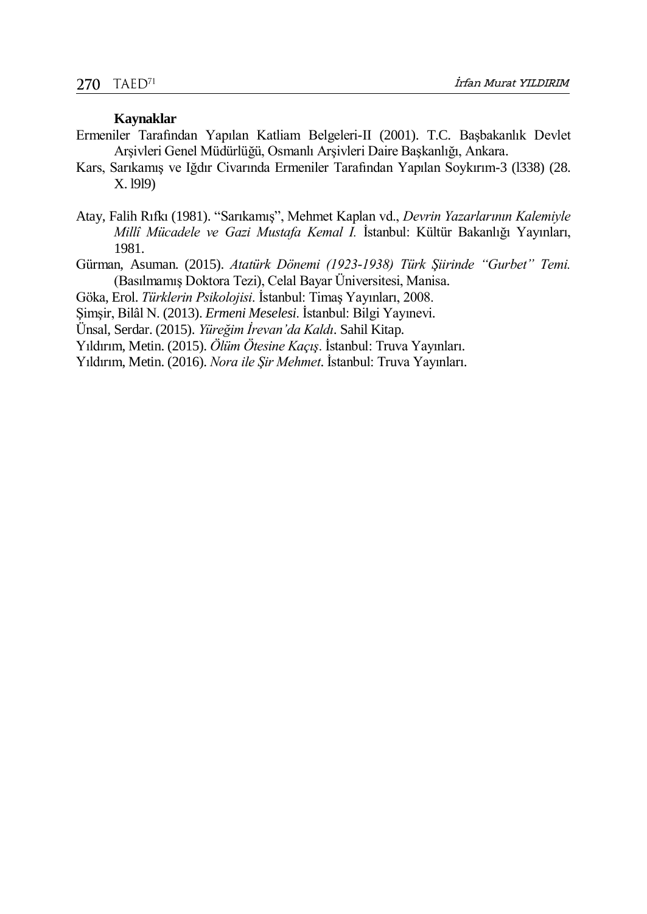**Kaynaklar**

Ermeniler Tarafından Yapılan Katliam Belgeleri-II (2001). T.C. Başbakanlık Devlet Arşivleri Genel Müdürlüğü, Osmanlı Arşivleri Daire Başkanlığı, Ankara.

Kars, Sarıkamış ve Iğdır Civarında Ermeniler Tarafından Yapılan Soykırım-3 (l338) (28. X. l9l9)

Atay, Falih Rıfkı (1981). "Sarıkamış", Mehmet Kaplan vd., *Devrin Yazarlarının Kalemiyle Millî Mücadele ve Gazi Mustafa Kemal I.* İstanbul: Kültür Bakanlığı Yayınları, 1981.

Gürman, Asuman. (2015). *Atatürk Dönemi (1923-1938) Türk Şiirinde "Gurbet" Temi.* (Basılmamış Doktora Tezi), Celal Bayar Üniversitesi, Manisa.

Göka, Erol. *Türklerin Psikolojisi*. İstanbul: Timaş Yayınları, 2008.

Şimşir, Bilâl N. (2013). *Ermeni Meselesi*. İstanbul: Bilgi Yayınevi.

Ünsal, Serdar. (2015). *Yüreğim İrevan'da Kaldı*. Sahil Kitap.

Yıldırım, Metin. (2015). *Ölüm Ötesine Kaçış*. İstanbul: Truva Yayınları.

Yıldırım, Metin. (2016). *Nora ile Şir Mehmet*. İstanbul: Truva Yayınları.